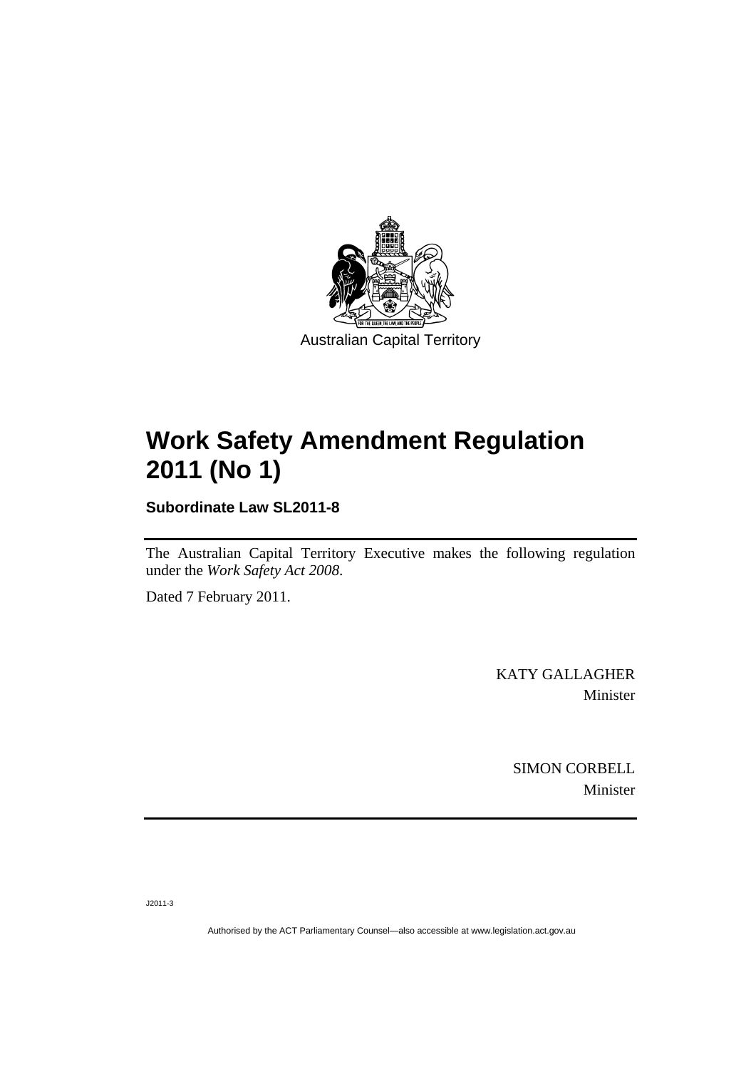Australian Capital Territory

# Work Safety Amendment Regulation 2011 (No 1)

**Subordinate Law SL2011-8**

The Australian Capital Territory Executive makes the following regulation under the *Work Safety Act 2008*.

Dated 7 February 2011.

KATY GALLAGHER
Minister

SIMON CORBELL
Minister

J2011-3

Authorised by the ACT Parliamentary Counsel—also accessible at www.legislation.act.gov.au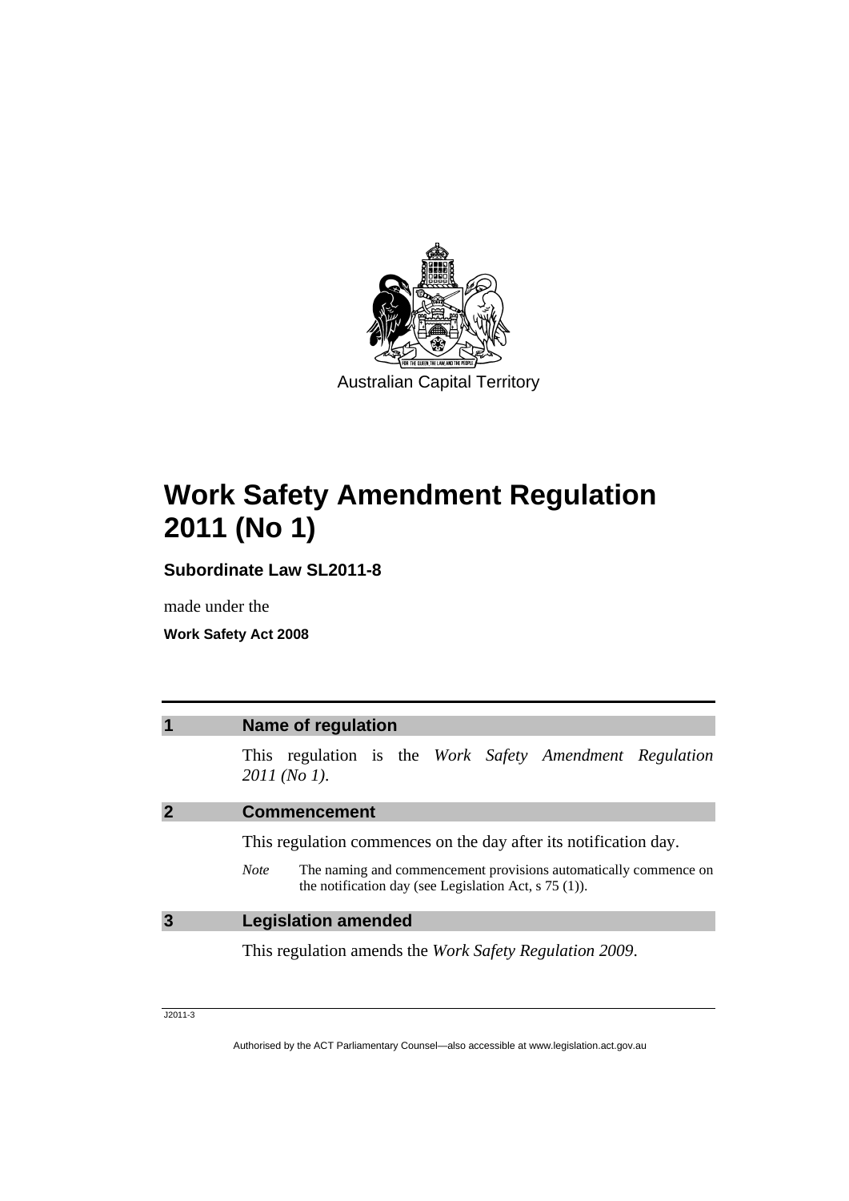Australian Capital Territory

# Work Safety Amendment Regulation 2011 (No 1)

**Subordinate Law SL2011-8**

made under the

**Work Safety Act 2008**

## 1 Name of regulation

This regulation is the *Work Safety Amendment Regulation 2011 (No 1)*.

## 2 Commencement

This regulation commences on the day after its notification day.

*Note* The naming and commencement provisions automatically commence on the notification day (see Legislation Act, s 75 (1)).

## 3 Legislation amended

This regulation amends the *Work Safety Regulation 2009*.

J2011-3

Authorised by the ACT Parliamentary Counsel—also accessible at www.legislation.act.gov.au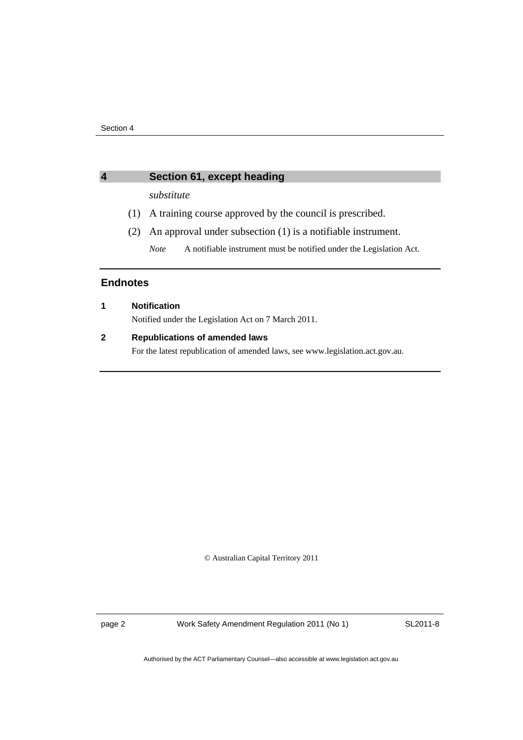## 4 Section 61, except heading

*substitute*

(1) A training course approved by the council is prescribed.

(2) An approval under subsection (1) is a notifiable instrument.

*Note* A notifiable instrument must be notified under the Legislation Act.

## Endnotes

### 1 Notification

Notified under the Legislation Act on 7 March 2011.

### 2 Republications of amended laws

For the latest republication of amended laws, see www.legislation.act.gov.au.

© Australian Capital Territory 2011